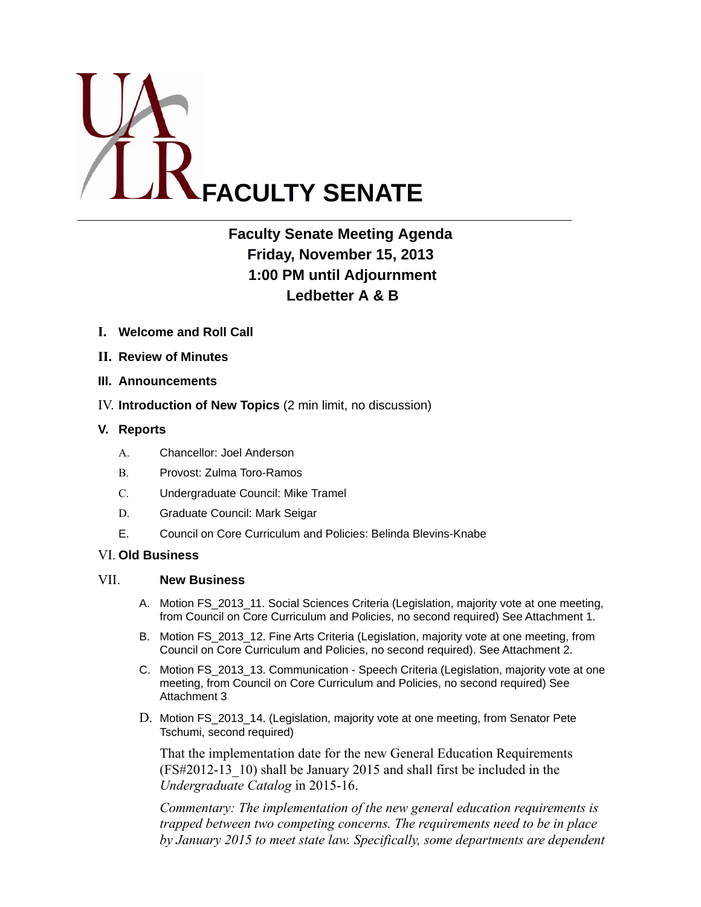# UALR FACULTY SENATE

## Faculty Senate Meeting Agenda
## Friday, November 15, 2013
## 1:00 PM until Adjournment
## Ledbetter A & B

I. **Welcome and Roll Call**

II. **Review of Minutes**

III. **Announcements**

IV. **Introduction of New Topics** (2 min limit, no discussion)

V. **Reports**

   A. Chancellor: Joel Anderson

   B. Provost: Zulma Toro-Ramos

   C. Undergraduate Council: Mike Tramel

   D. Graduate Council: Mark Seigar

   E. Council on Core Curriculum and Policies: Belinda Blevins-Knabe

VI. **Old Business**

VII. **New Business**

   A. Motion FS_2013_11. Social Sciences Criteria (Legislation, majority vote at one meeting, from Council on Core Curriculum and Policies, no second required) See Attachment 1.

   B. Motion FS_2013_12. Fine Arts Criteria (Legislation, majority vote at one meeting, from Council on Core Curriculum and Policies, no second required). See Attachment 2.

   C. Motion FS_2013_13. Communication - Speech Criteria (Legislation, majority vote at one meeting, from Council on Core Curriculum and Policies, no second required) See Attachment 3

   D. Motion FS_2013_14. (Legislation, majority vote at one meeting, from Senator Pete Tschumi, second required)

   That the implementation date for the new General Education Requirements (FS#2012-13_10) shall be January 2015 and shall first be included in the *Undergraduate Catalog* in 2015-16.

   *Commentary: The implementation of the new general education requirements is trapped between two competing concerns. The requirements need to be in place by January 2015 to meet state law. Specifically, some departments are dependent*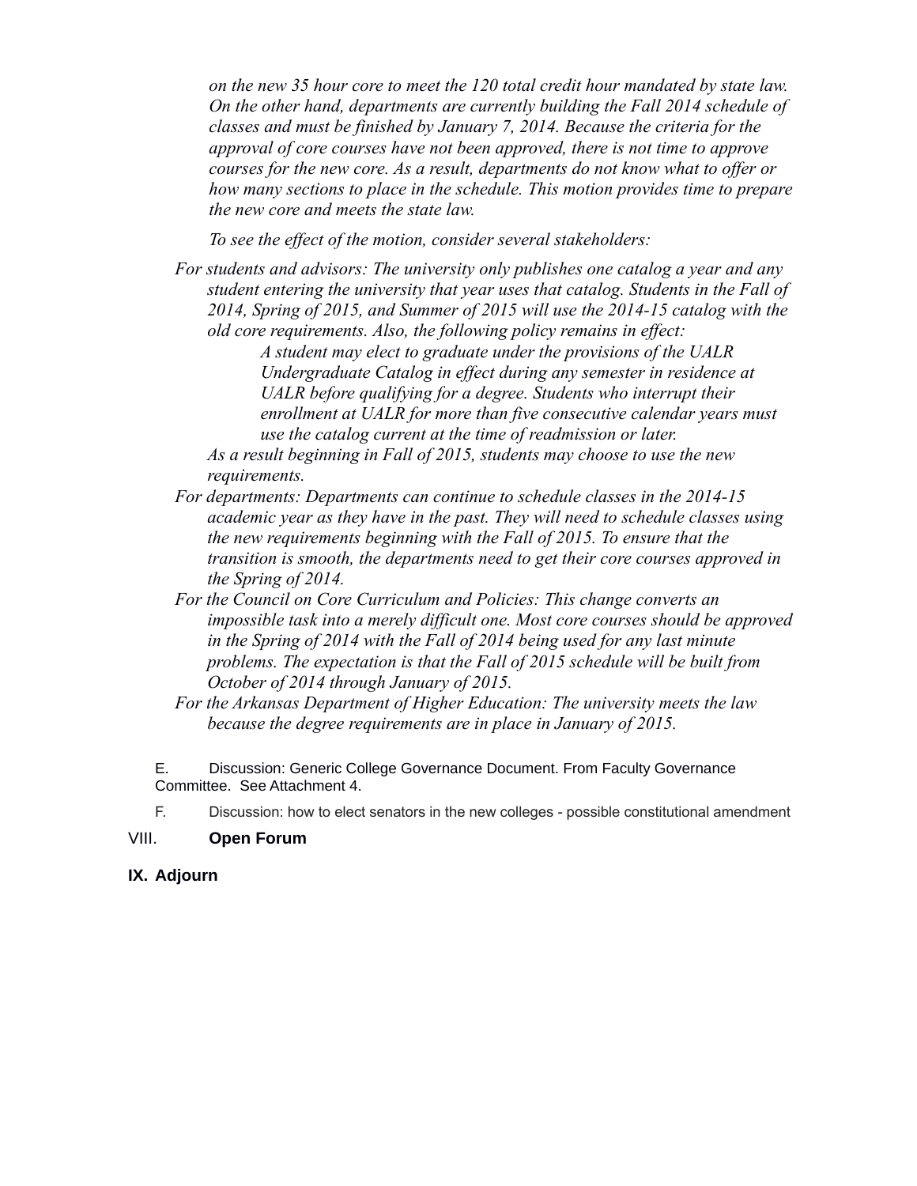*on the new 35 hour core to meet the 120 total credit hour mandated by state law. On the other hand, departments are currently building the Fall 2014 schedule of classes and must be finished by January 7, 2014. Because the criteria for the approval of core courses have not been approved, there is not time to approve courses for the new core. As a result, departments do not know what to offer or how many sections to place in the schedule. This motion provides time to prepare the new core and meets the state law.*

*To see the effect of the motion, consider several stakeholders:*

*For students and advisors: The university only publishes one catalog a year and any student entering the university that year uses that catalog. Students in the Fall of 2014, Spring of 2015, and Summer of 2015 will use the 2014-15 catalog with the old core requirements. Also, the following policy remains in effect:*

> *A student may elect to graduate under the provisions of the UALR Undergraduate Catalog in effect during any semester in residence at UALR before qualifying for a degree. Students who interrupt their enrollment at UALR for more than five consecutive calendar years must use the catalog current at the time of readmission or later.*

*As a result beginning in Fall of 2015, students may choose to use the new requirements.*

*For departments: Departments can continue to schedule classes in the 2014-15 academic year as they have in the past. They will need to schedule classes using the new requirements beginning with the Fall of 2015. To ensure that the transition is smooth, the departments need to get their core courses approved in the Spring of 2014.*

*For the Council on Core Curriculum and Policies: This change converts an impossible task into a merely difficult one. Most core courses should be approved in the Spring of 2014 with the Fall of 2014 being used for any last minute problems. The expectation is that the Fall of 2015 schedule will be built from October of 2014 through January of 2015.*

*For the Arkansas Department of Higher Education: The university meets the law because the degree requirements are in place in January of 2015.*

E. Discussion: Generic College Governance Document. From Faculty Governance Committee. See Attachment 4.

F. Discussion: how to elect senators in the new colleges - possible constitutional amendment

## VIII. **Open Forum**

## IX. Adjourn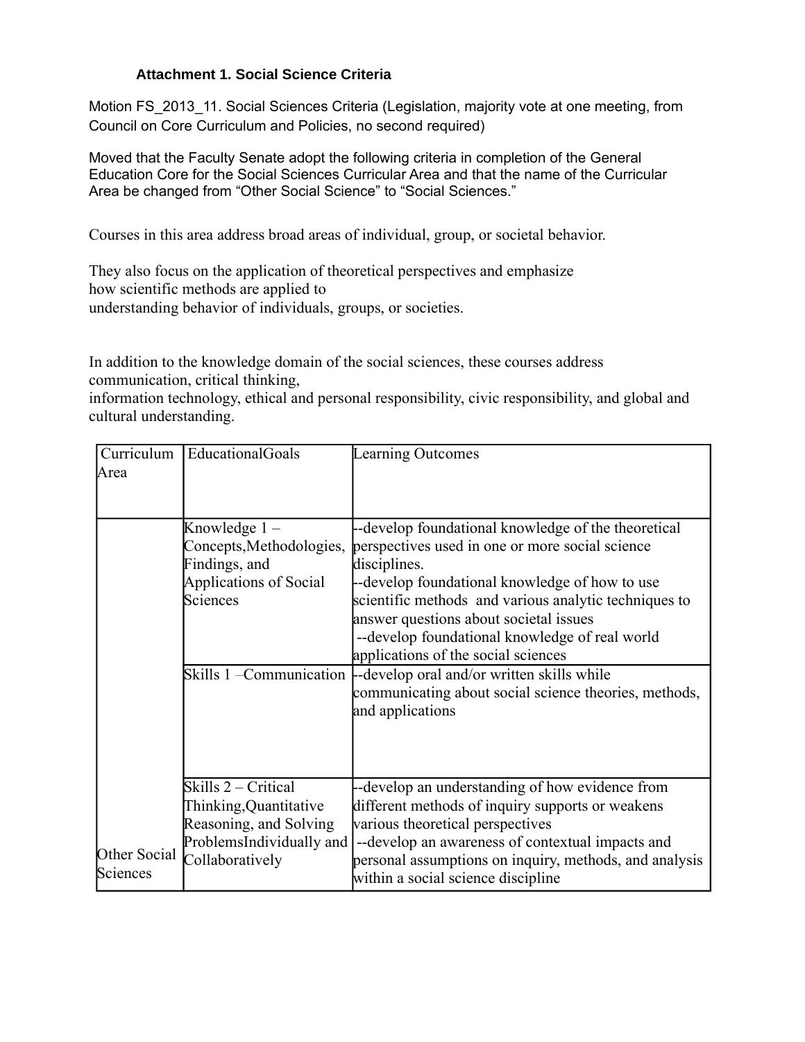### Attachment 1. Social Science Criteria

Motion FS_2013_11. Social Sciences Criteria (Legislation, majority vote at one meeting, from Council on Core Curriculum and Policies, no second required)

Moved that the Faculty Senate adopt the following criteria in completion of the General Education Core for the Social Sciences Curricular Area and that the name of the Curricular Area be changed from "Other Social Science" to "Social Sciences."

Courses in this area address broad areas of individual, group, or societal behavior.

They also focus on the application of theoretical perspectives and emphasize how scientific methods are applied to understanding behavior of individuals, groups, or societies.

In addition to the knowledge domain of the social sciences, these courses address communication, critical thinking, information technology, ethical and personal responsibility, civic responsibility, and global and cultural understanding.

| Curriculum Area | EducationalGoals | Learning Outcomes |
|---|---|---|
| Other Social Sciences | Knowledge 1 – Concepts,Methodologies, Findings, and Applications of Social Sciences | --develop foundational knowledge of the theoretical perspectives used in one or more social science disciplines.<br>--develop foundational knowledge of how to use scientific methods and various analytic techniques to answer questions about societal issues<br>--develop foundational knowledge of real world applications of the social sciences |
| | Skills 1 –Communication | --develop oral and/or written skills while communicating about social science theories, methods, and applications |
| | Skills 2 – Critical Thinking,Quantitative Reasoning, and Solving ProblemsIndividually and Collaboratively | --develop an understanding of how evidence from different methods of inquiry supports or weakens various theoretical perspectives<br>--develop an awareness of contextual impacts and personal assumptions on inquiry, methods, and analysis within a social science discipline |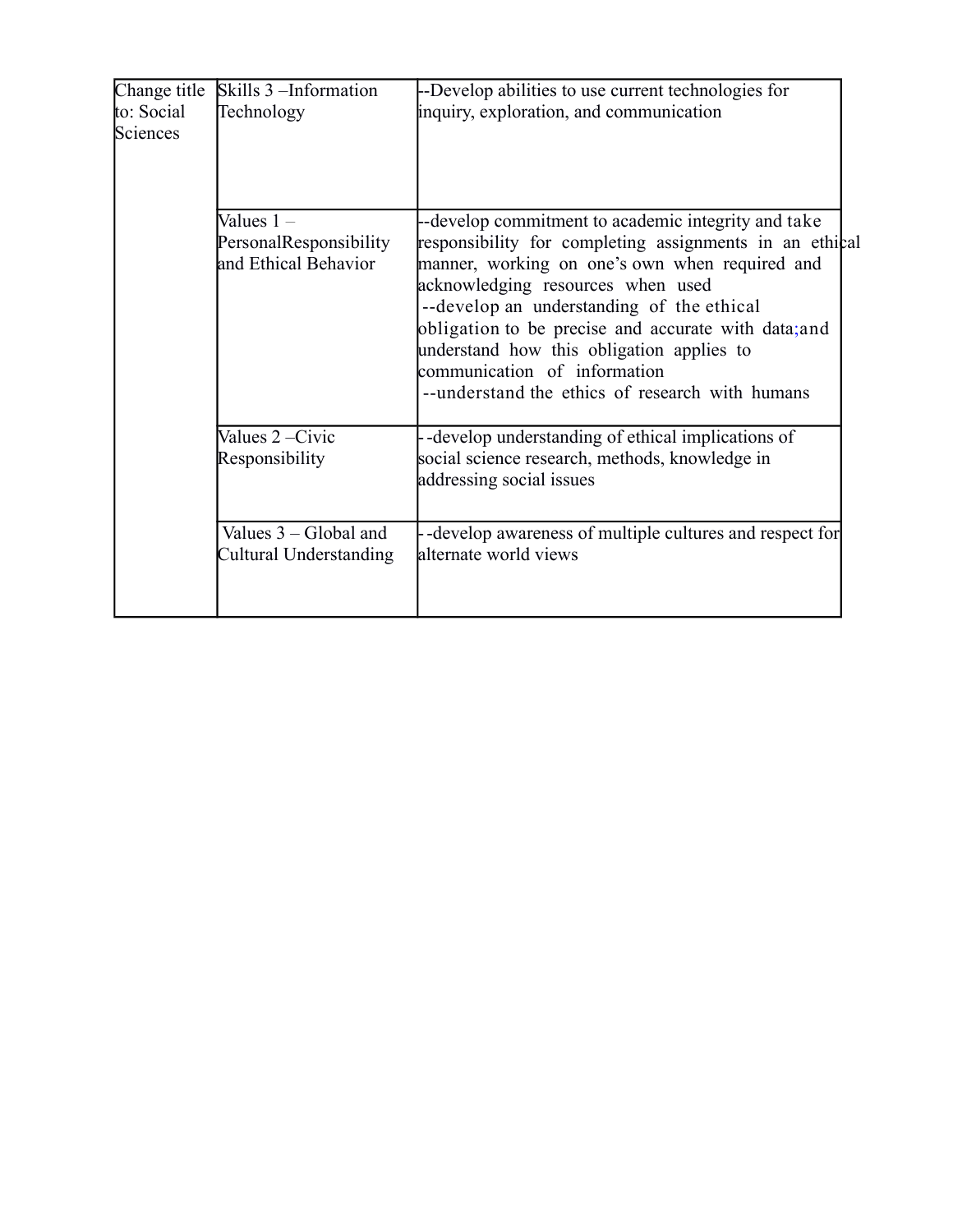| Change title to: Social Sciences | Skills 3 –Information Technology | --Develop abilities to use current technologies for inquiry, exploration, and communication |
|---|---|---|
| | Values 1 – PersonalResponsibility and Ethical Behavior | --develop commitment to academic integrity and take responsibility for completing assignments in an ethical manner, working on one's own when required and acknowledging resources when used<br>--develop an understanding of the ethical obligation to be precise and accurate with data;and understand how this obligation applies to communication of information<br>--understand the ethics of research with humans |
| | Values 2 –Civic Responsibility | - -develop understanding of ethical implications of social science research, methods, knowledge in addressing social issues |
| | Values 3 – Global and Cultural Understanding | - -develop awareness of multiple cultures and respect for alternate world views |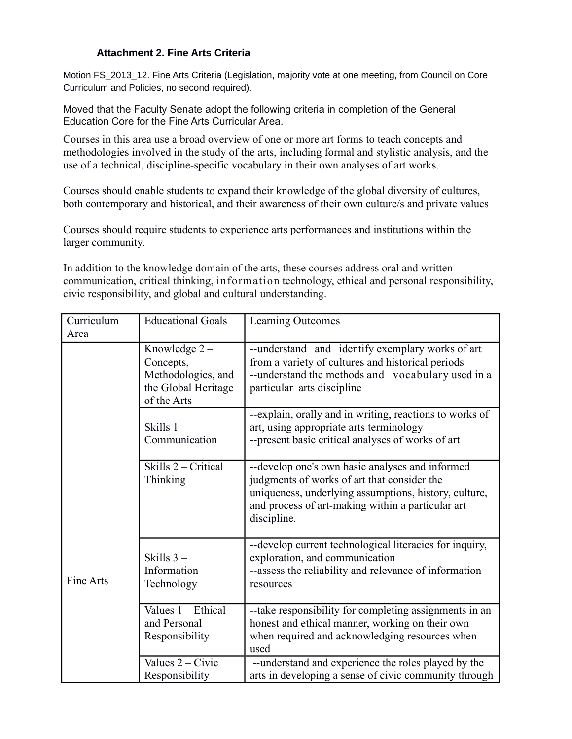### Attachment 2. Fine Arts Criteria

Motion FS_2013_12. Fine Arts Criteria (Legislation, majority vote at one meeting, from Council on Core Curriculum and Policies, no second required).

Moved that the Faculty Senate adopt the following criteria in completion of the General Education Core for the Fine Arts Curricular Area.

Courses in this area use a broad overview of one or more art forms to teach concepts and methodologies involved in the study of the arts, including formal and stylistic analysis, and the use of a technical, discipline-specific vocabulary in their own analyses of art works.

Courses should enable students to expand their knowledge of the global diversity of cultures, both contemporary and historical, and their awareness of their own culture/s and private values

Courses should require students to experience arts performances and institutions within the larger community.

In addition to the knowledge domain of the arts, these courses address oral and written communication, critical thinking, information technology, ethical and personal responsibility, civic responsibility, and global and cultural understanding.

| Curriculum Area | Educational Goals | Learning Outcomes |
|---|---|---|
| Fine Arts | Knowledge 2 – Concepts, Methodologies, and the Global Heritage of the Arts | --understand and identify exemplary works of art from a variety of cultures and historical periods<br>--understand the methods and vocabulary used in a particular arts discipline |
| | Skills 1 – Communication | --explain, orally and in writing, reactions to works of art, using appropriate arts terminology<br>--present basic critical analyses of works of art |
| | Skills 2 – Critical Thinking | --develop one's own basic analyses and informed judgments of works of art that consider the uniqueness, underlying assumptions, history, culture, and process of art-making within a particular art discipline. |
| | Skills 3 – Information Technology | --develop current technological literacies for inquiry, exploration, and communication<br>--assess the reliability and relevance of information resources |
| | Values 1 – Ethical and Personal Responsibility | --take responsibility for completing assignments in an honest and ethical manner, working on their own when required and acknowledging resources when used |
| | Values 2 – Civic Responsibility | --understand and experience the roles played by the arts in developing a sense of civic community through |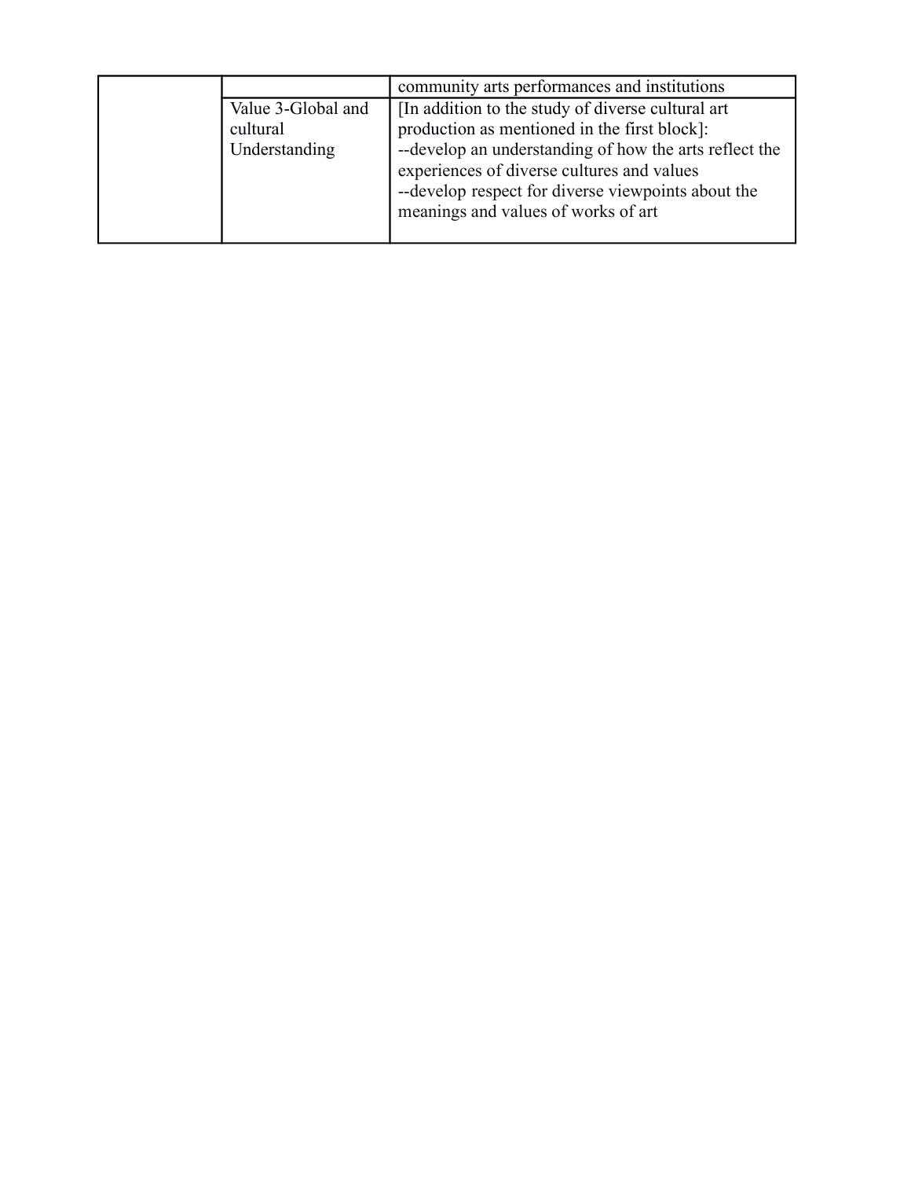| | | |
|---|---|---|
| | | community arts performances and institutions |
| | Value 3-Global and cultural Understanding | [In addition to the study of diverse cultural art production as mentioned in the first block]:<br>--develop an understanding of how the arts reflect the experiences of diverse cultures and values<br>--develop respect for diverse viewpoints about the meanings and values of works of art |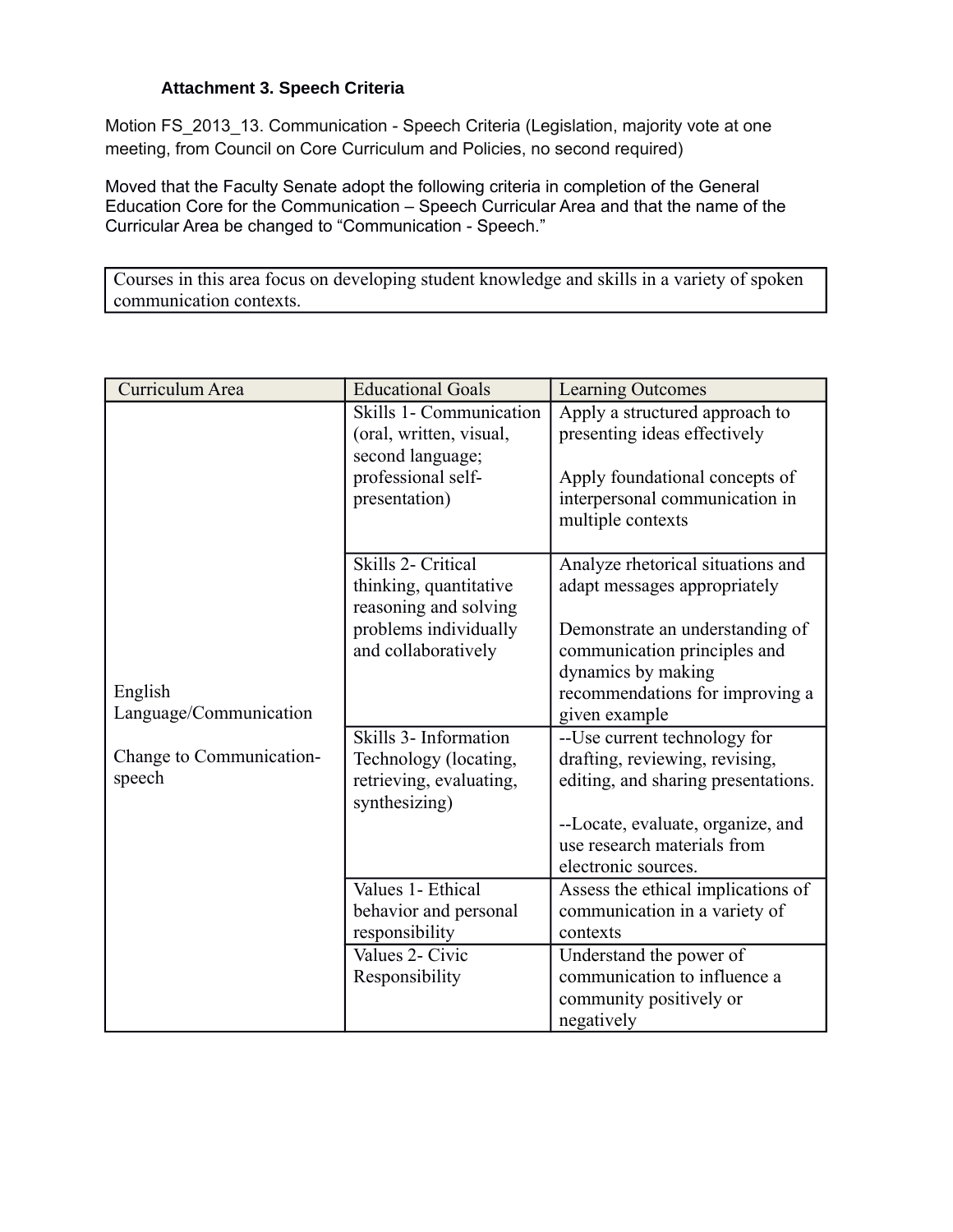### Attachment 3. Speech Criteria

Motion FS_2013_13. Communication - Speech Criteria (Legislation, majority vote at one meeting, from Council on Core Curriculum and Policies, no second required)

Moved that the Faculty Senate adopt the following criteria in completion of the General Education Core for the Communication – Speech Curricular Area and that the name of the Curricular Area be changed to "Communication - Speech."

| Courses in this area focus on developing student knowledge and skills in a variety of spoken communication contexts. |
|---|

| Curriculum Area | Educational Goals | Learning Outcomes |
|---|---|---|
| English Language/Communication<br><br>Change to Communication-speech | Skills 1- Communication (oral, written, visual, second language; professional self-presentation) | Apply a structured approach to presenting ideas effectively<br><br>Apply foundational concepts of interpersonal communication in multiple contexts |
| | Skills 2- Critical thinking, quantitative reasoning and solving problems individually and collaboratively | Analyze rhetorical situations and adapt messages appropriately<br><br>Demonstrate an understanding of communication principles and dynamics by making recommendations for improving a given example |
| | Skills 3- Information Technology (locating, retrieving, evaluating, synthesizing) | --Use current technology for drafting, reviewing, revising, editing, and sharing presentations.<br><br>--Locate, evaluate, organize, and use research materials from electronic sources. |
| | Values 1- Ethical behavior and personal responsibility | Assess the ethical implications of communication in a variety of contexts |
| | Values 2- Civic Responsibility | Understand the power of communication to influence a community positively or negatively |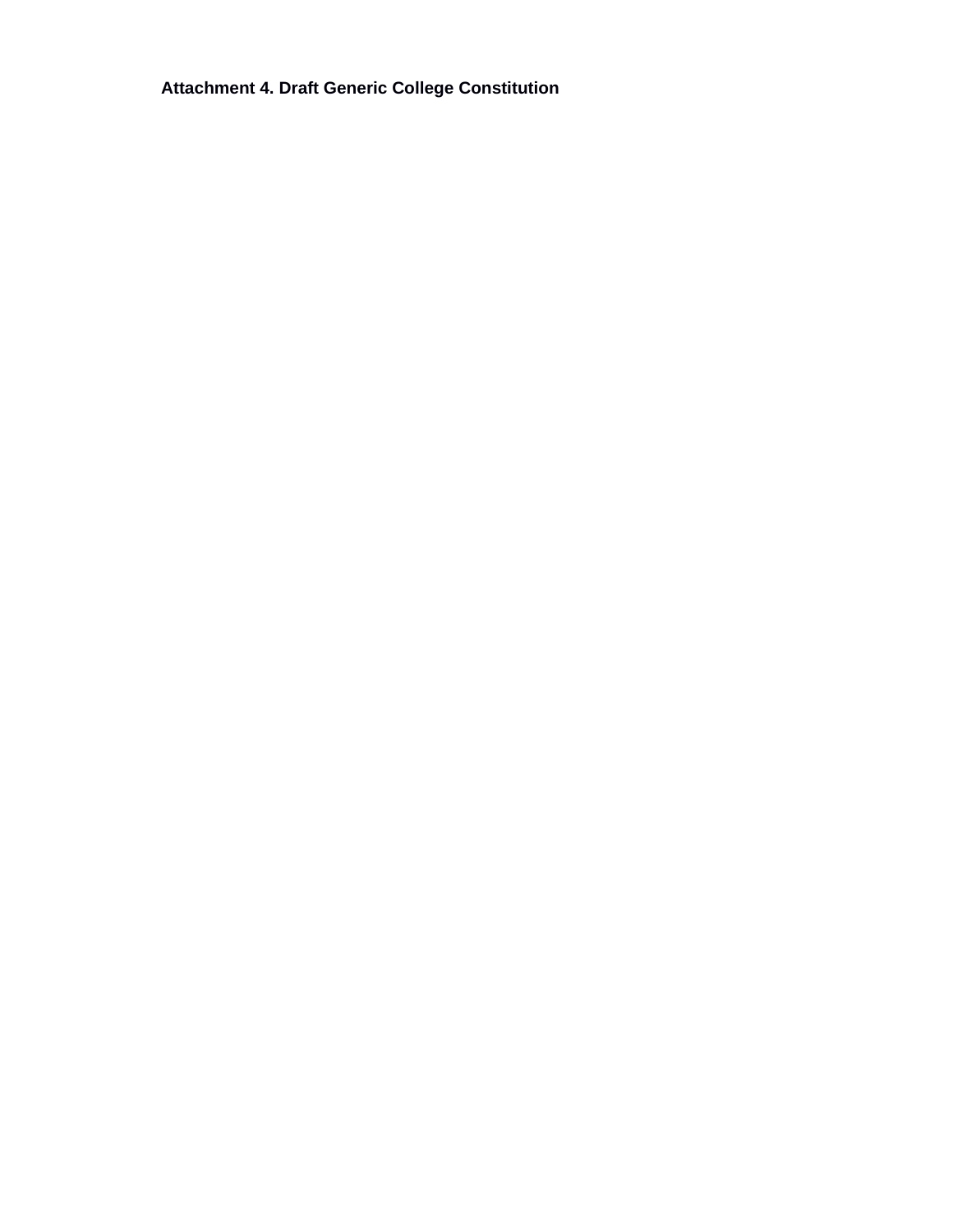**Attachment 4. Draft Generic College Constitution**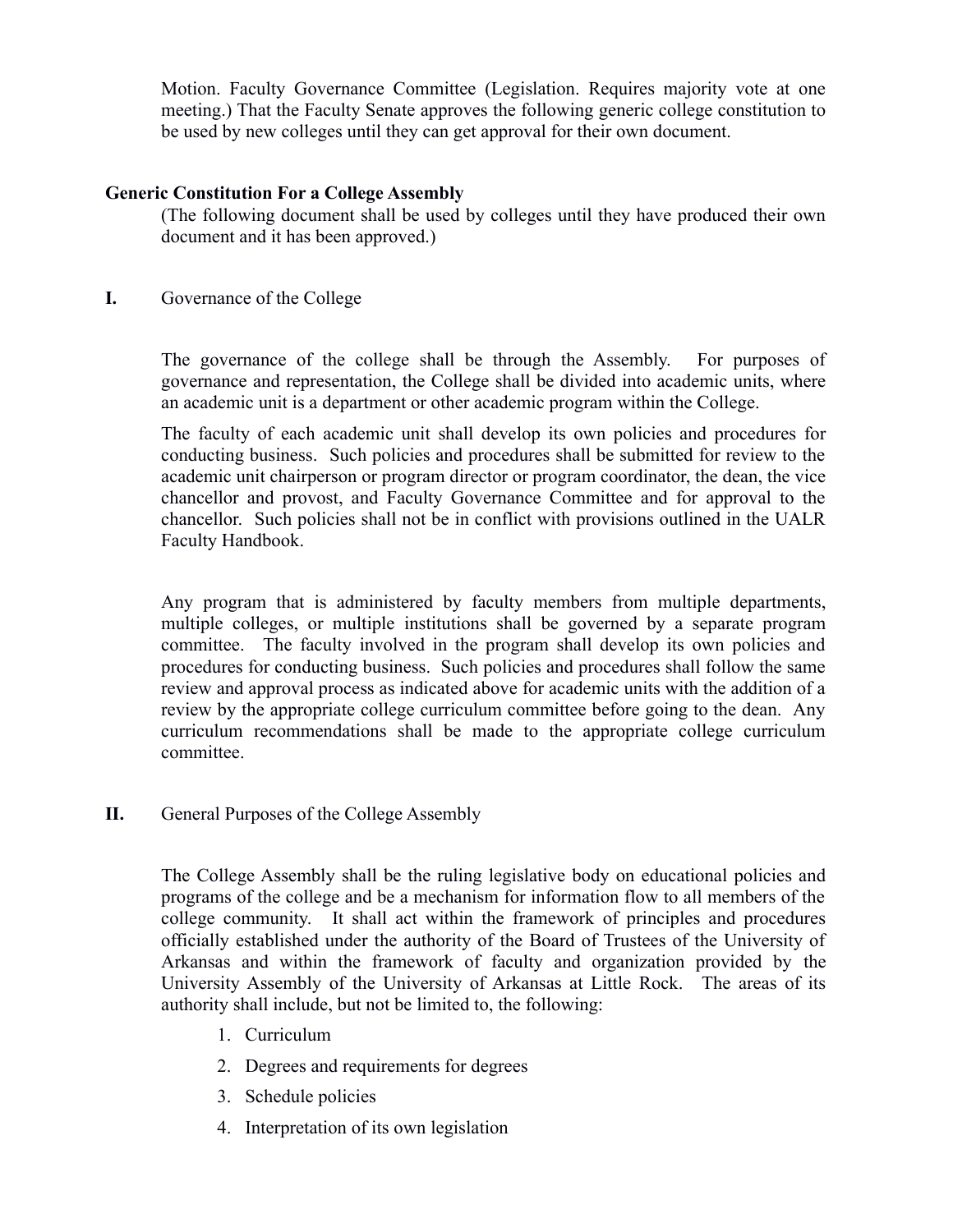Motion. Faculty Governance Committee (Legislation. Requires majority vote at one meeting.) That the Faculty Senate approves the following generic college constitution to be used by new colleges until they can get approval for their own document.

## Generic Constitution For a College Assembly

(The following document shall be used by colleges until they have produced their own document and it has been approved.)

**I.** Governance of the College

The governance of the college shall be through the Assembly. For purposes of governance and representation, the College shall be divided into academic units, where an academic unit is a department or other academic program within the College.

The faculty of each academic unit shall develop its own policies and procedures for conducting business. Such policies and procedures shall be submitted for review to the academic unit chairperson or program director or program coordinator, the dean, the vice chancellor and provost, and Faculty Governance Committee and for approval to the chancellor. Such policies shall not be in conflict with provisions outlined in the UALR Faculty Handbook.

Any program that is administered by faculty members from multiple departments, multiple colleges, or multiple institutions shall be governed by a separate program committee. The faculty involved in the program shall develop its own policies and procedures for conducting business. Such policies and procedures shall follow the same review and approval process as indicated above for academic units with the addition of a review by the appropriate college curriculum committee before going to the dean. Any curriculum recommendations shall be made to the appropriate college curriculum committee.

**II.** General Purposes of the College Assembly

The College Assembly shall be the ruling legislative body on educational policies and programs of the college and be a mechanism for information flow to all members of the college community. It shall act within the framework of principles and procedures officially established under the authority of the Board of Trustees of the University of Arkansas and within the framework of faculty and organization provided by the University Assembly of the University of Arkansas at Little Rock. The areas of its authority shall include, but not be limited to, the following:

1. Curriculum
2. Degrees and requirements for degrees
3. Schedule policies
4. Interpretation of its own legislation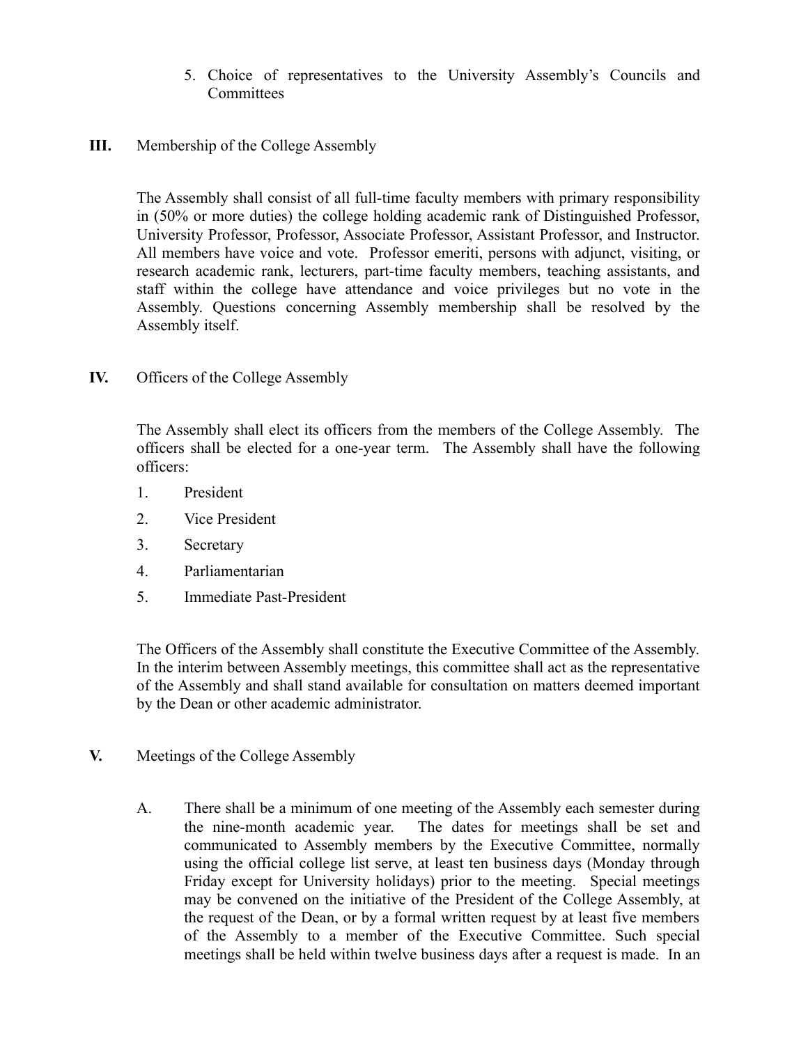5. Choice of representatives to the University Assembly's Councils and Committees

## III. Membership of the College Assembly

The Assembly shall consist of all full-time faculty members with primary responsibility in (50% or more duties) the college holding academic rank of Distinguished Professor, University Professor, Professor, Associate Professor, Assistant Professor, and Instructor. All members have voice and vote. Professor emeriti, persons with adjunct, visiting, or research academic rank, lecturers, part-time faculty members, teaching assistants, and staff within the college have attendance and voice privileges but no vote in the Assembly. Questions concerning Assembly membership shall be resolved by the Assembly itself.

## IV. Officers of the College Assembly

The Assembly shall elect its officers from the members of the College Assembly. The officers shall be elected for a one-year term. The Assembly shall have the following officers:

1. President
2. Vice President
3. Secretary
4. Parliamentarian
5. Immediate Past-President

The Officers of the Assembly shall constitute the Executive Committee of the Assembly. In the interim between Assembly meetings, this committee shall act as the representative of the Assembly and shall stand available for consultation on matters deemed important by the Dean or other academic administrator.

## V. Meetings of the College Assembly

A. There shall be a minimum of one meeting of the Assembly each semester during the nine-month academic year. The dates for meetings shall be set and communicated to Assembly members by the Executive Committee, normally using the official college list serve, at least ten business days (Monday through Friday except for University holidays) prior to the meeting. Special meetings may be convened on the initiative of the President of the College Assembly, at the request of the Dean, or by a formal written request by at least five members of the Assembly to a member of the Executive Committee. Such special meetings shall be held within twelve business days after a request is made. In an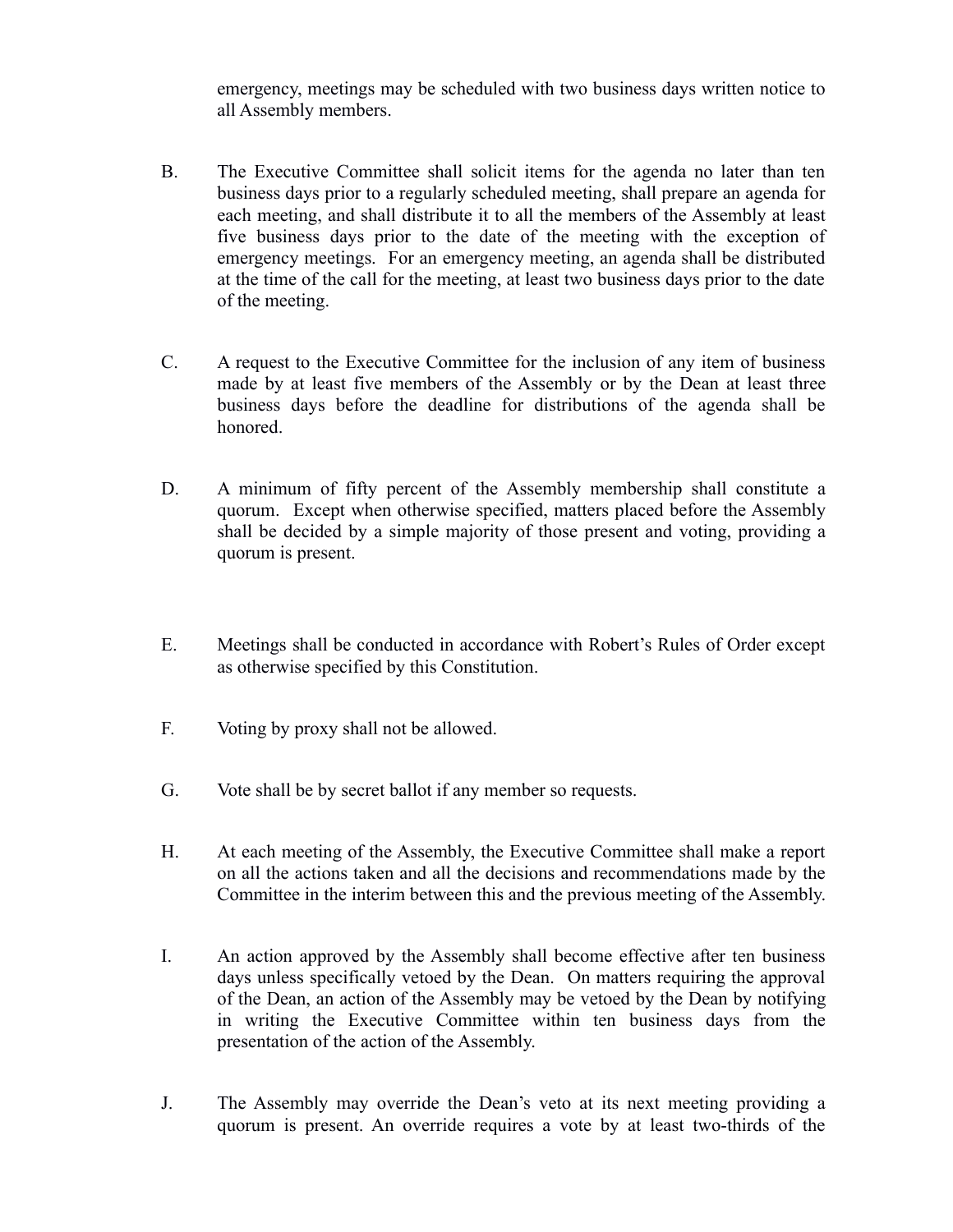emergency, meetings may be scheduled with two business days written notice to all Assembly members.

B. The Executive Committee shall solicit items for the agenda no later than ten business days prior to a regularly scheduled meeting, shall prepare an agenda for each meeting, and shall distribute it to all the members of the Assembly at least five business days prior to the date of the meeting with the exception of emergency meetings. For an emergency meeting, an agenda shall be distributed at the time of the call for the meeting, at least two business days prior to the date of the meeting.

C. A request to the Executive Committee for the inclusion of any item of business made by at least five members of the Assembly or by the Dean at least three business days before the deadline for distributions of the agenda shall be honored.

D. A minimum of fifty percent of the Assembly membership shall constitute a quorum. Except when otherwise specified, matters placed before the Assembly shall be decided by a simple majority of those present and voting, providing a quorum is present.

E. Meetings shall be conducted in accordance with Robert's Rules of Order except as otherwise specified by this Constitution.

F. Voting by proxy shall not be allowed.

G. Vote shall be by secret ballot if any member so requests.

H. At each meeting of the Assembly, the Executive Committee shall make a report on all the actions taken and all the decisions and recommendations made by the Committee in the interim between this and the previous meeting of the Assembly.

I. An action approved by the Assembly shall become effective after ten business days unless specifically vetoed by the Dean. On matters requiring the approval of the Dean, an action of the Assembly may be vetoed by the Dean by notifying in writing the Executive Committee within ten business days from the presentation of the action of the Assembly.

J. The Assembly may override the Dean's veto at its next meeting providing a quorum is present. An override requires a vote by at least two-thirds of the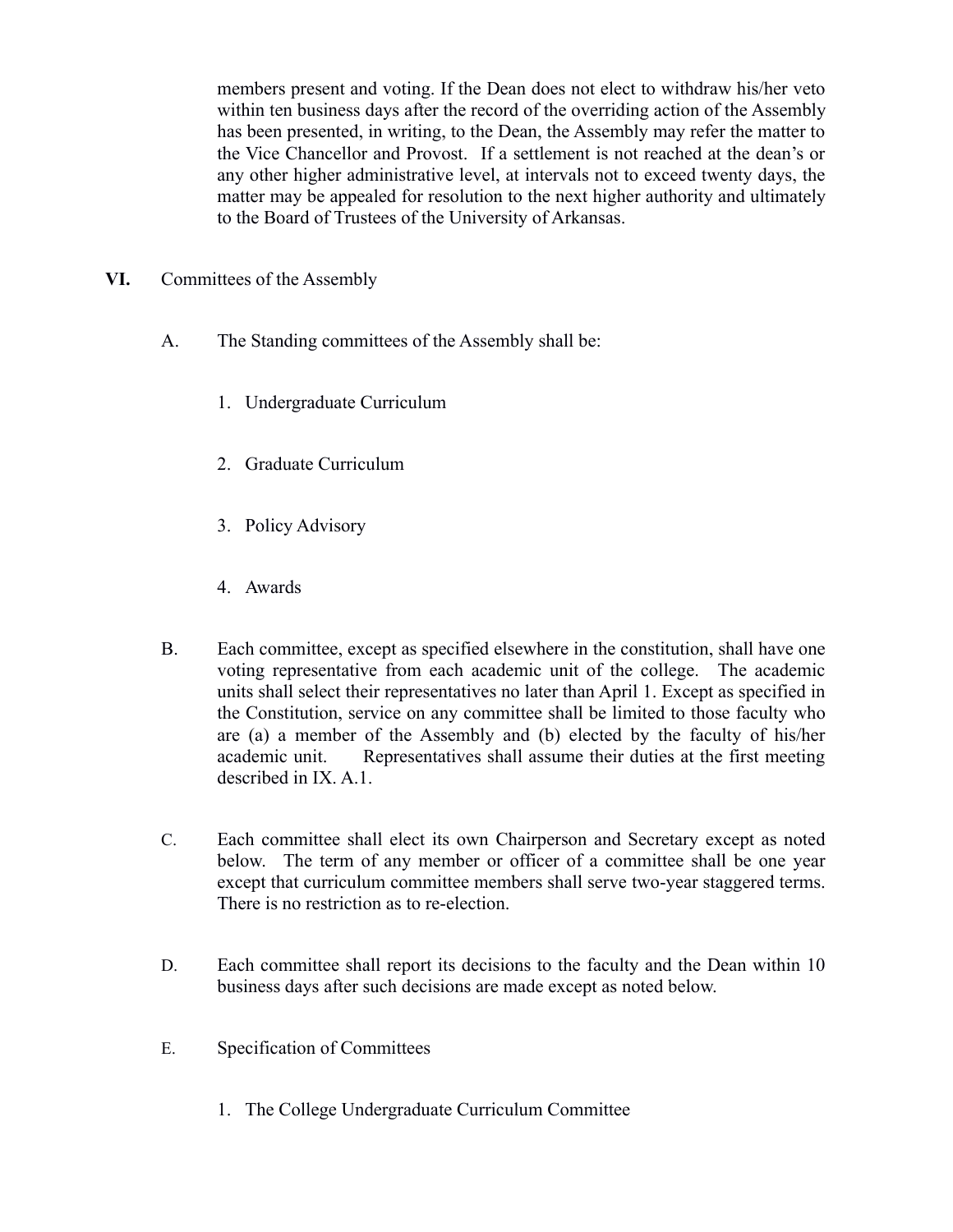members present and voting. If the Dean does not elect to withdraw his/her veto within ten business days after the record of the overriding action of the Assembly has been presented, in writing, to the Dean, the Assembly may refer the matter to the Vice Chancellor and Provost. If a settlement is not reached at the dean's or any other higher administrative level, at intervals not to exceed twenty days, the matter may be appealed for resolution to the next higher authority and ultimately to the Board of Trustees of the University of Arkansas.

## VI. Committees of the Assembly

A. The Standing committees of the Assembly shall be:

1. Undergraduate Curriculum
2. Graduate Curriculum
3. Policy Advisory
4. Awards

B. Each committee, except as specified elsewhere in the constitution, shall have one voting representative from each academic unit of the college. The academic units shall select their representatives no later than April 1. Except as specified in the Constitution, service on any committee shall be limited to those faculty who are (a) a member of the Assembly and (b) elected by the faculty of his/her academic unit. Representatives shall assume their duties at the first meeting described in IX. A.1.

C. Each committee shall elect its own Chairperson and Secretary except as noted below. The term of any member or officer of a committee shall be one year except that curriculum committee members shall serve two-year staggered terms. There is no restriction as to re-election.

D. Each committee shall report its decisions to the faculty and the Dean within 10 business days after such decisions are made except as noted below.

E. Specification of Committees

1. The College Undergraduate Curriculum Committee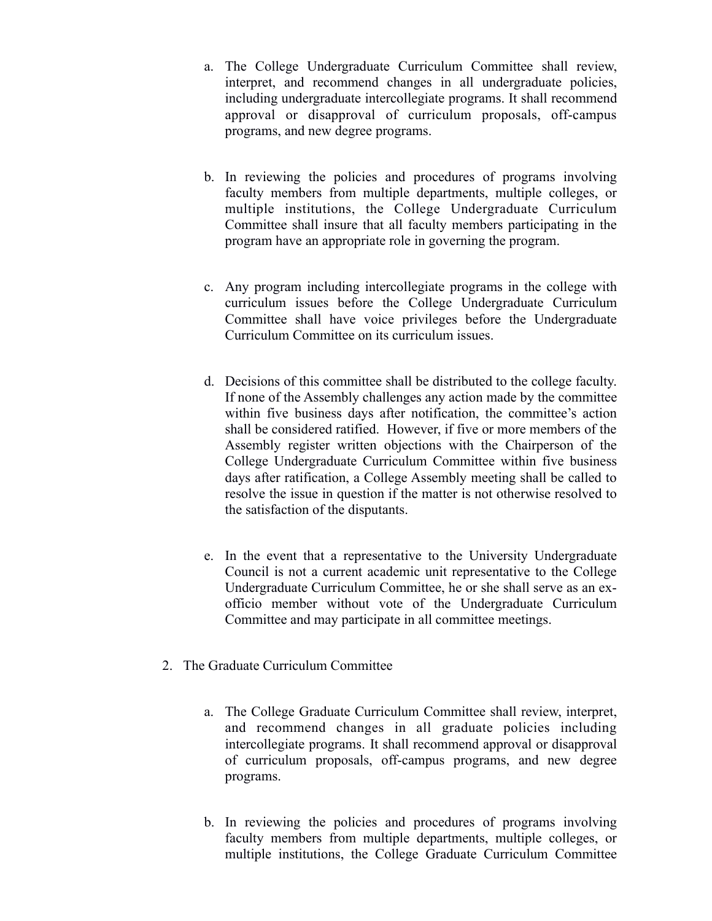a. The College Undergraduate Curriculum Committee shall review, interpret, and recommend changes in all undergraduate policies, including undergraduate intercollegiate programs. It shall recommend approval or disapproval of curriculum proposals, off-campus programs, and new degree programs.

b. In reviewing the policies and procedures of programs involving faculty members from multiple departments, multiple colleges, or multiple institutions, the College Undergraduate Curriculum Committee shall insure that all faculty members participating in the program have an appropriate role in governing the program.

c. Any program including intercollegiate programs in the college with curriculum issues before the College Undergraduate Curriculum Committee shall have voice privileges before the Undergraduate Curriculum Committee on its curriculum issues.

d. Decisions of this committee shall be distributed to the college faculty. If none of the Assembly challenges any action made by the committee within five business days after notification, the committee's action shall be considered ratified. However, if five or more members of the Assembly register written objections with the Chairperson of the College Undergraduate Curriculum Committee within five business days after ratification, a College Assembly meeting shall be called to resolve the issue in question if the matter is not otherwise resolved to the satisfaction of the disputants.

e. In the event that a representative to the University Undergraduate Council is not a current academic unit representative to the College Undergraduate Curriculum Committee, he or she shall serve as an ex-officio member without vote of the Undergraduate Curriculum Committee and may participate in all committee meetings.

2. The Graduate Curriculum Committee

   a. The College Graduate Curriculum Committee shall review, interpret, and recommend changes in all graduate policies including intercollegiate programs. It shall recommend approval or disapproval of curriculum proposals, off-campus programs, and new degree programs.

   b. In reviewing the policies and procedures of programs involving faculty members from multiple departments, multiple colleges, or multiple institutions, the College Graduate Curriculum Committee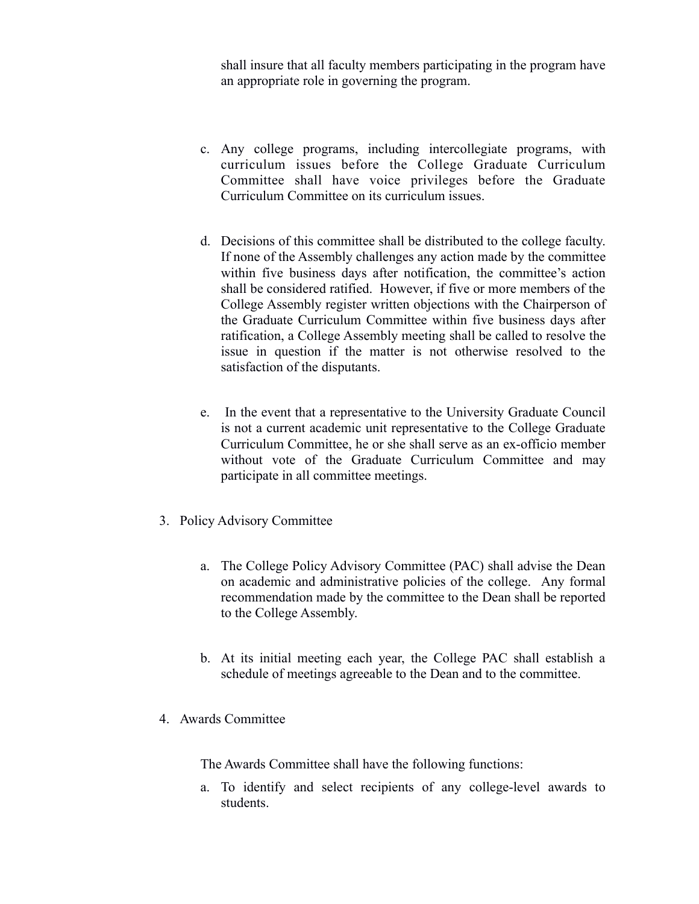shall insure that all faculty members participating in the program have an appropriate role in governing the program.

c. Any college programs, including intercollegiate programs, with curriculum issues before the College Graduate Curriculum Committee shall have voice privileges before the Graduate Curriculum Committee on its curriculum issues.

d. Decisions of this committee shall be distributed to the college faculty. If none of the Assembly challenges any action made by the committee within five business days after notification, the committee's action shall be considered ratified. However, if five or more members of the College Assembly register written objections with the Chairperson of the Graduate Curriculum Committee within five business days after ratification, a College Assembly meeting shall be called to resolve the issue in question if the matter is not otherwise resolved to the satisfaction of the disputants.

e. In the event that a representative to the University Graduate Council is not a current academic unit representative to the College Graduate Curriculum Committee, he or she shall serve as an ex-officio member without vote of the Graduate Curriculum Committee and may participate in all committee meetings.

3. Policy Advisory Committee

   a. The College Policy Advisory Committee (PAC) shall advise the Dean on academic and administrative policies of the college. Any formal recommendation made by the committee to the Dean shall be reported to the College Assembly.

   b. At its initial meeting each year, the College PAC shall establish a schedule of meetings agreeable to the Dean and to the committee.

4. Awards Committee

   The Awards Committee shall have the following functions:

   a. To identify and select recipients of any college-level awards to students.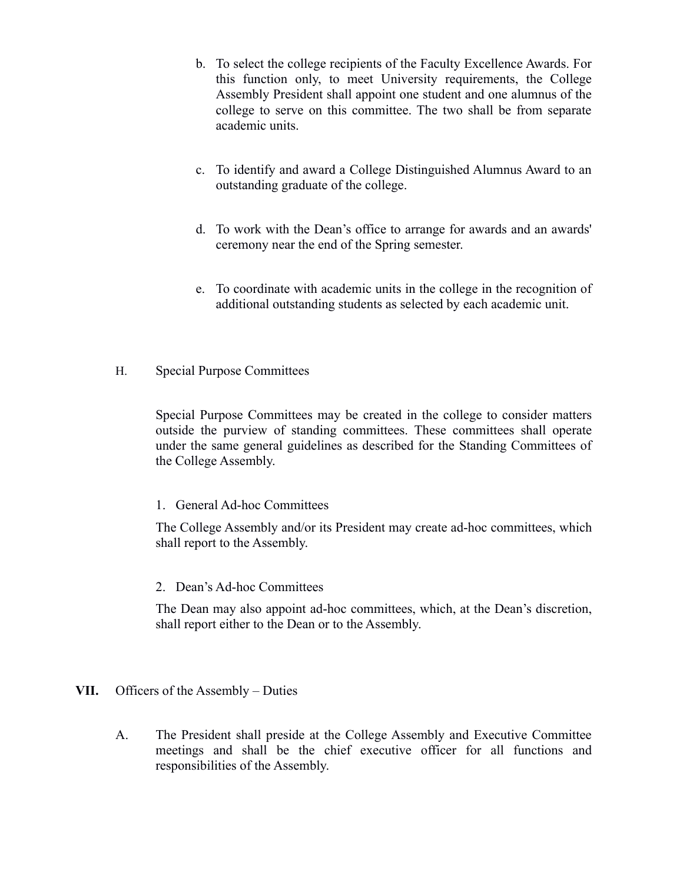b. To select the college recipients of the Faculty Excellence Awards. For this function only, to meet University requirements, the College Assembly President shall appoint one student and one alumnus of the college to serve on this committee. The two shall be from separate academic units.

c. To identify and award a College Distinguished Alumnus Award to an outstanding graduate of the college.

d. To work with the Dean's office to arrange for awards and an awards' ceremony near the end of the Spring semester.

e. To coordinate with academic units in the college in the recognition of additional outstanding students as selected by each academic unit.

H. Special Purpose Committees

Special Purpose Committees may be created in the college to consider matters outside the purview of standing committees. These committees shall operate under the same general guidelines as described for the Standing Committees of the College Assembly.

1. General Ad-hoc Committees

The College Assembly and/or its President may create ad-hoc committees, which shall report to the Assembly.

2. Dean's Ad-hoc Committees

The Dean may also appoint ad-hoc committees, which, at the Dean's discretion, shall report either to the Dean or to the Assembly.

## VII. Officers of the Assembly – Duties

A. The President shall preside at the College Assembly and Executive Committee meetings and shall be the chief executive officer for all functions and responsibilities of the Assembly.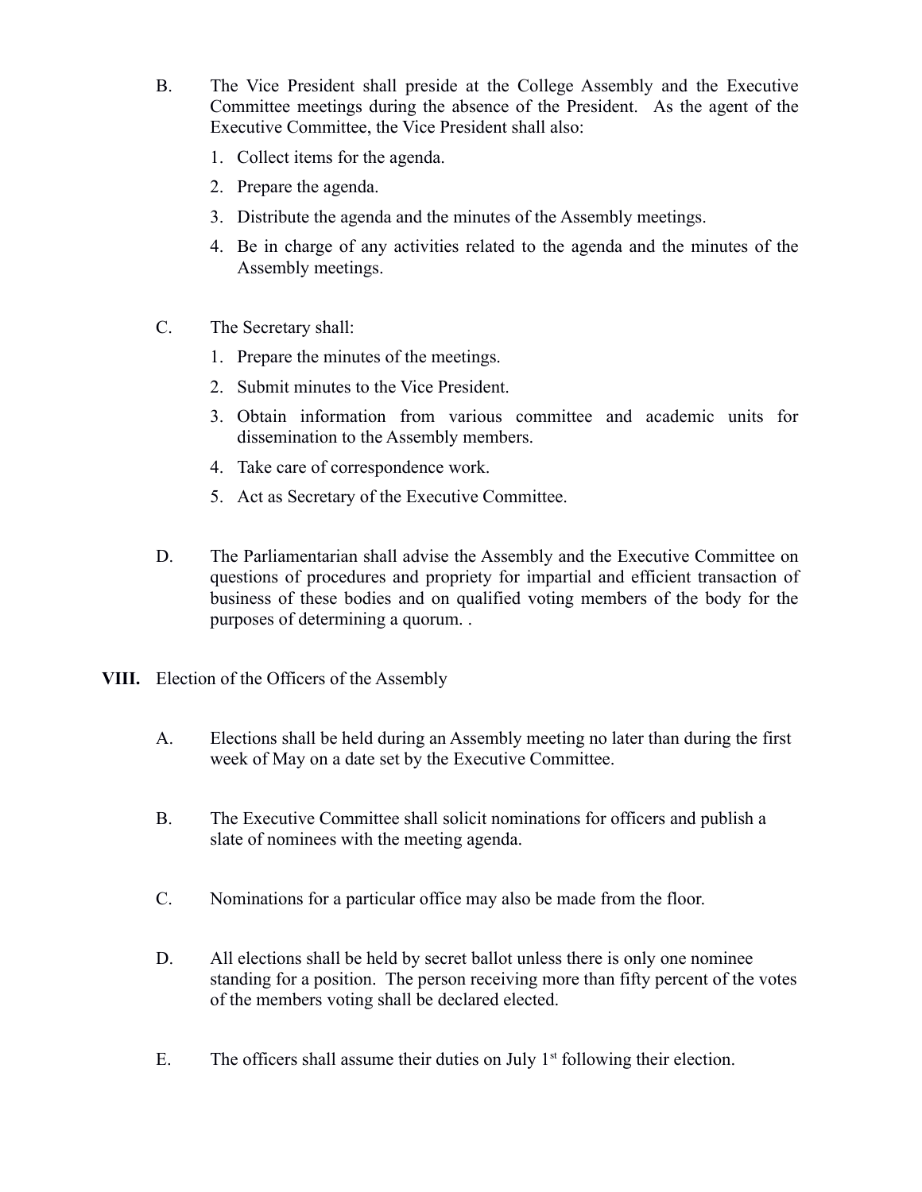B. The Vice President shall preside at the College Assembly and the Executive Committee meetings during the absence of the President. As the agent of the Executive Committee, the Vice President shall also:

1. Collect items for the agenda.
2. Prepare the agenda.
3. Distribute the agenda and the minutes of the Assembly meetings.
4. Be in charge of any activities related to the agenda and the minutes of the Assembly meetings.

C. The Secretary shall:

1. Prepare the minutes of the meetings.
2. Submit minutes to the Vice President.
3. Obtain information from various committee and academic units for dissemination to the Assembly members.
4. Take care of correspondence work.
5. Act as Secretary of the Executive Committee.

D. The Parliamentarian shall advise the Assembly and the Executive Committee on questions of procedures and propriety for impartial and efficient transaction of business of these bodies and on qualified voting members of the body for the purposes of determining a quorum. .

**VIII.** Election of the Officers of the Assembly

A. Elections shall be held during an Assembly meeting no later than during the first week of May on a date set by the Executive Committee.

B. The Executive Committee shall solicit nominations for officers and publish a slate of nominees with the meeting agenda.

C. Nominations for a particular office may also be made from the floor.

D. All elections shall be held by secret ballot unless there is only one nominee standing for a position. The person receiving more than fifty percent of the votes of the members voting shall be declared elected.

E. The officers shall assume their duties on July 1st following their election.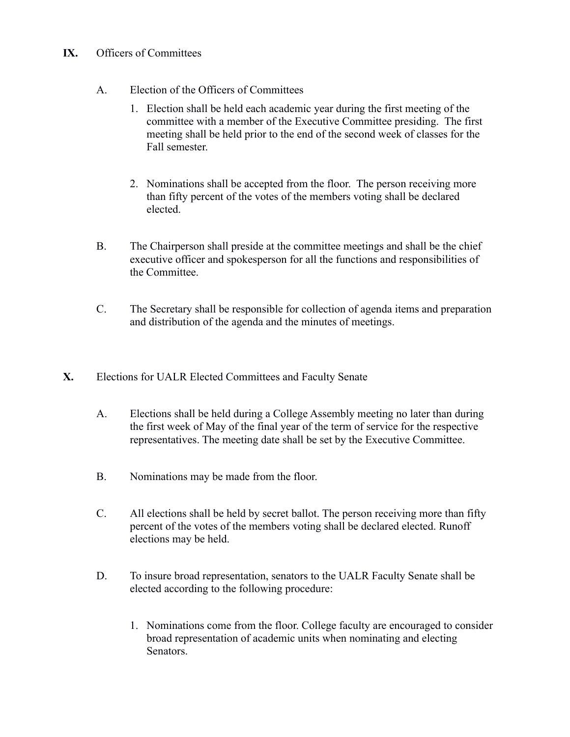## IX. Officers of Committees

A. Election of the Officers of Committees

1. Election shall be held each academic year during the first meeting of the committee with a member of the Executive Committee presiding. The first meeting shall be held prior to the end of the second week of classes for the Fall semester.

2. Nominations shall be accepted from the floor. The person receiving more than fifty percent of the votes of the members voting shall be declared elected.

B. The Chairperson shall preside at the committee meetings and shall be the chief executive officer and spokesperson for all the functions and responsibilities of the Committee.

C. The Secretary shall be responsible for collection of agenda items and preparation and distribution of the agenda and the minutes of meetings.

## X. Elections for UALR Elected Committees and Faculty Senate

A. Elections shall be held during a College Assembly meeting no later than during the first week of May of the final year of the term of service for the respective representatives. The meeting date shall be set by the Executive Committee.

B. Nominations may be made from the floor.

C. All elections shall be held by secret ballot. The person receiving more than fifty percent of the votes of the members voting shall be declared elected. Runoff elections may be held.

D. To insure broad representation, senators to the UALR Faculty Senate shall be elected according to the following procedure:

1. Nominations come from the floor. College faculty are encouraged to consider broad representation of academic units when nominating and electing Senators.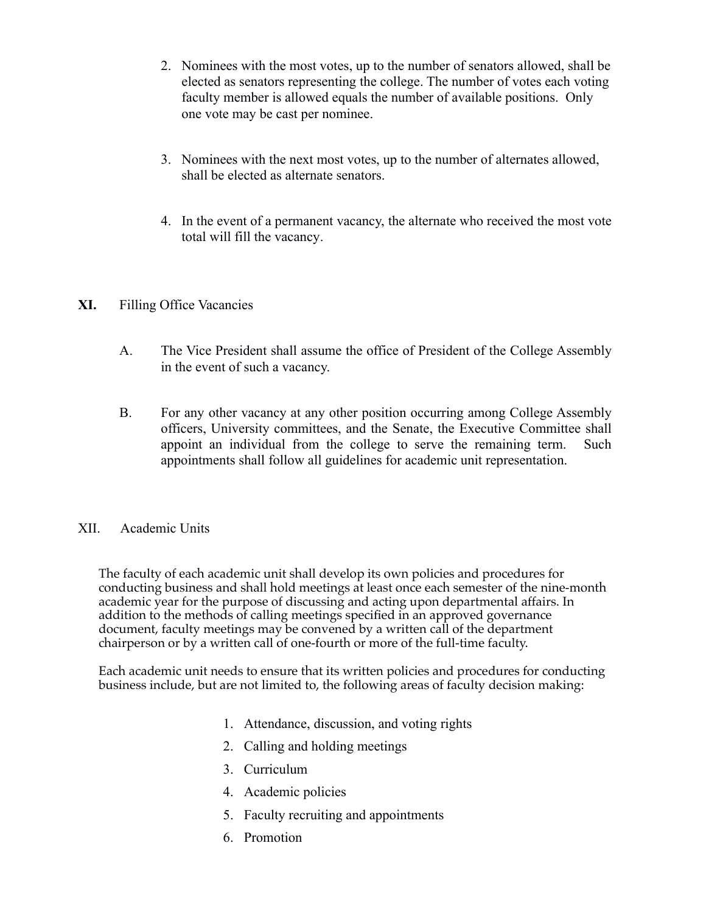2. Nominees with the most votes, up to the number of senators allowed, shall be elected as senators representing the college. The number of votes each voting faculty member is allowed equals the number of available positions. Only one vote may be cast per nominee.
3. Nominees with the next most votes, up to the number of alternates allowed, shall be elected as alternate senators.
4. In the event of a permanent vacancy, the alternate who received the most vote total will fill the vacancy.

## XI. Filling Office Vacancies

A. The Vice President shall assume the office of President of the College Assembly in the event of such a vacancy.

B. For any other vacancy at any other position occurring among College Assembly officers, University committees, and the Senate, the Executive Committee shall appoint an individual from the college to serve the remaining term. Such appointments shall follow all guidelines for academic unit representation.

## XII. Academic Units

The faculty of each academic unit shall develop its own policies and procedures for conducting business and shall hold meetings at least once each semester of the nine-month academic year for the purpose of discussing and acting upon departmental affairs. In addition to the methods of calling meetings specified in an approved governance document, faculty meetings may be convened by a written call of the department chairperson or by a written call of one-fourth or more of the full-time faculty.

Each academic unit needs to ensure that its written policies and procedures for conducting business include, but are not limited to, the following areas of faculty decision making:

1. Attendance, discussion, and voting rights
2. Calling and holding meetings
3. Curriculum
4. Academic policies
5. Faculty recruiting and appointments
6. Promotion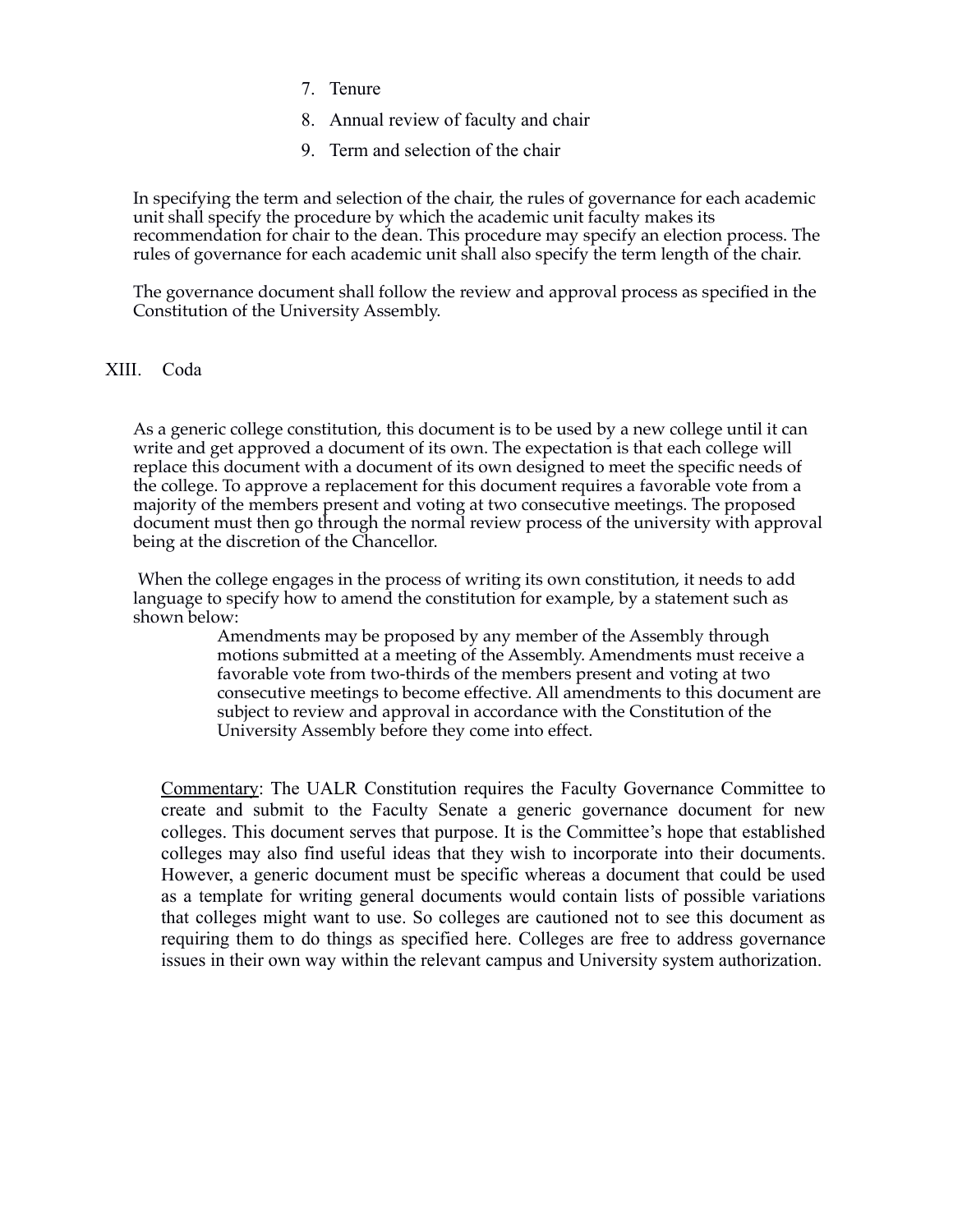7. Tenure
8. Annual review of faculty and chair
9. Term and selection of the chair

In specifying the term and selection of the chair, the rules of governance for each academic unit shall specify the procedure by which the academic unit faculty makes its recommendation for chair to the dean. This procedure may specify an election process. The rules of governance for each academic unit shall also specify the term length of the chair.

The governance document shall follow the review and approval process as specified in the Constitution of the University Assembly.

## XIII. Coda

As a generic college constitution, this document is to be used by a new college until it can write and get approved a document of its own. The expectation is that each college will replace this document with a document of its own designed to meet the specific needs of the college. To approve a replacement for this document requires a favorable vote from a majority of the members present and voting at two consecutive meetings. The proposed document must then go through the normal review process of the university with approval being at the discretion of the Chancellor.

When the college engages in the process of writing its own constitution, it needs to add language to specify how to amend the constitution for example, by a statement such as shown below:

> Amendments may be proposed by any member of the Assembly through motions submitted at a meeting of the Assembly. Amendments must receive a favorable vote from two-thirds of the members present and voting at two consecutive meetings to become effective. All amendments to this document are subject to review and approval in accordance with the Constitution of the University Assembly before they come into effect.

Commentary: The UALR Constitution requires the Faculty Governance Committee to create and submit to the Faculty Senate a generic governance document for new colleges. This document serves that purpose. It is the Committee's hope that established colleges may also find useful ideas that they wish to incorporate into their documents. However, a generic document must be specific whereas a document that could be used as a template for writing general documents would contain lists of possible variations that colleges might want to use. So colleges are cautioned not to see this document as requiring them to do things as specified here. Colleges are free to address governance issues in their own way within the relevant campus and University system authorization.